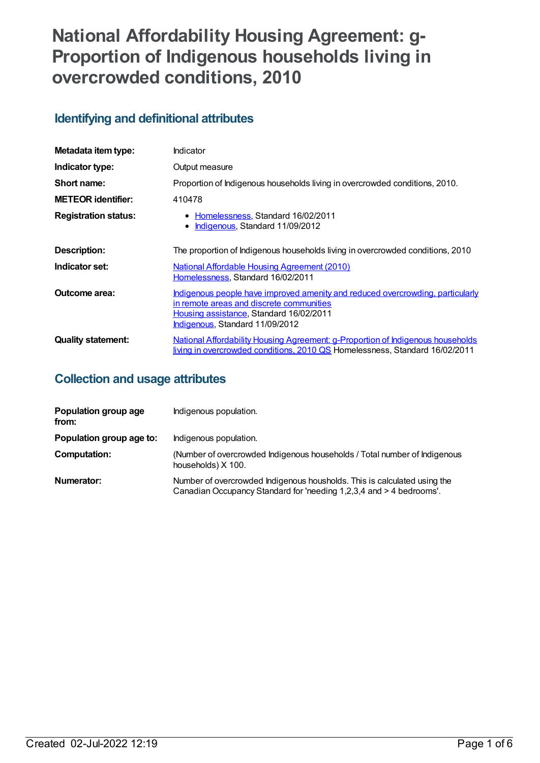# National Affordability Housing Agreement: g-Proportion of Indigenous households living in overcrowded conditions, 2010

## Identifying and definitional attributes

| | |
|---|---|
| **Metadata item type:** | Indicator |
| **Indicator type:** | Output measure |
| **Short name:** | Proportion of Indigenous households living in overcrowded conditions, 2010. |
| **METEOR identifier:** | 410478 |
| **Registration status:** | • Homelessness, Standard 16/02/2011<br>• Indigenous, Standard 11/09/2012 |
| **Description:** | The proportion of Indigenous households living in overcrowded conditions, 2010 |
| **Indicator set:** | National Affordable Housing Agreement (2010)<br>Homelessness, Standard 16/02/2011 |
| **Outcome area:** | Indigenous people have improved amenity and reduced overcrowding, particularly in remote areas and discrete communities<br>Housing assistance, Standard 16/02/2011<br>Indigenous, Standard 11/09/2012 |
| **Quality statement:** | National Affordability Housing Agreement: g-Proportion of Indigenous households living in overcrowded conditions, 2010 QS Homelessness, Standard 16/02/2011 |

## Collection and usage attributes

| | |
|---|---|
| **Population group age from:** | Indigenous population. |
| **Population group age to:** | Indigenous population. |
| **Computation:** | (Number of overcrowded Indigenous households / Total number of Indigenous households) X 100. |
| **Numerator:** | Number of overcrowded Indigenous housholds. This is calculated using the Canadian Occupancy Standard for 'needing 1,2,3,4 and > 4 bedrooms'. |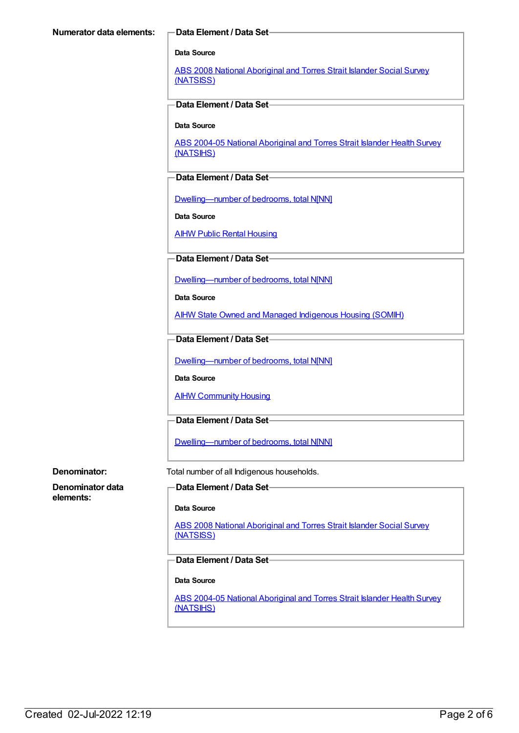**Numerator data elements:**

**Data Element / Data Set**

**Data Source**

ABS 2008 National Aboriginal and Torres Strait Islander Social Survey (NATSISS)

**Data Element / Data Set**

**Data Source**

ABS 2004-05 National Aboriginal and Torres Strait Islander Health Survey (NATSIHS)

**Data Element / Data Set**

Dwelling—number of bedrooms, total N[NN]

**Data Source**

AIHW Public Rental Housing

**Data Element / Data Set**

Dwelling—number of bedrooms, total N[NN]

**Data Source**

AIHW State Owned and Managed Indigenous Housing (SOMIH)

**Data Element / Data Set**

Dwelling—number of bedrooms, total N[NN]

**Data Source**

AIHW Community Housing

**Data Element / Data Set**

Dwelling—number of bedrooms, total N[NN]

**Denominator:** Total number of all Indigenous households.

**Denominator data elements:**

**Data Element / Data Set**

**Data Source**

ABS 2008 National Aboriginal and Torres Strait Islander Social Survey (NATSISS)

**Data Element / Data Set**

**Data Source**

ABS 2004-05 National Aboriginal and Torres Strait Islander Health Survey (NATSIHS)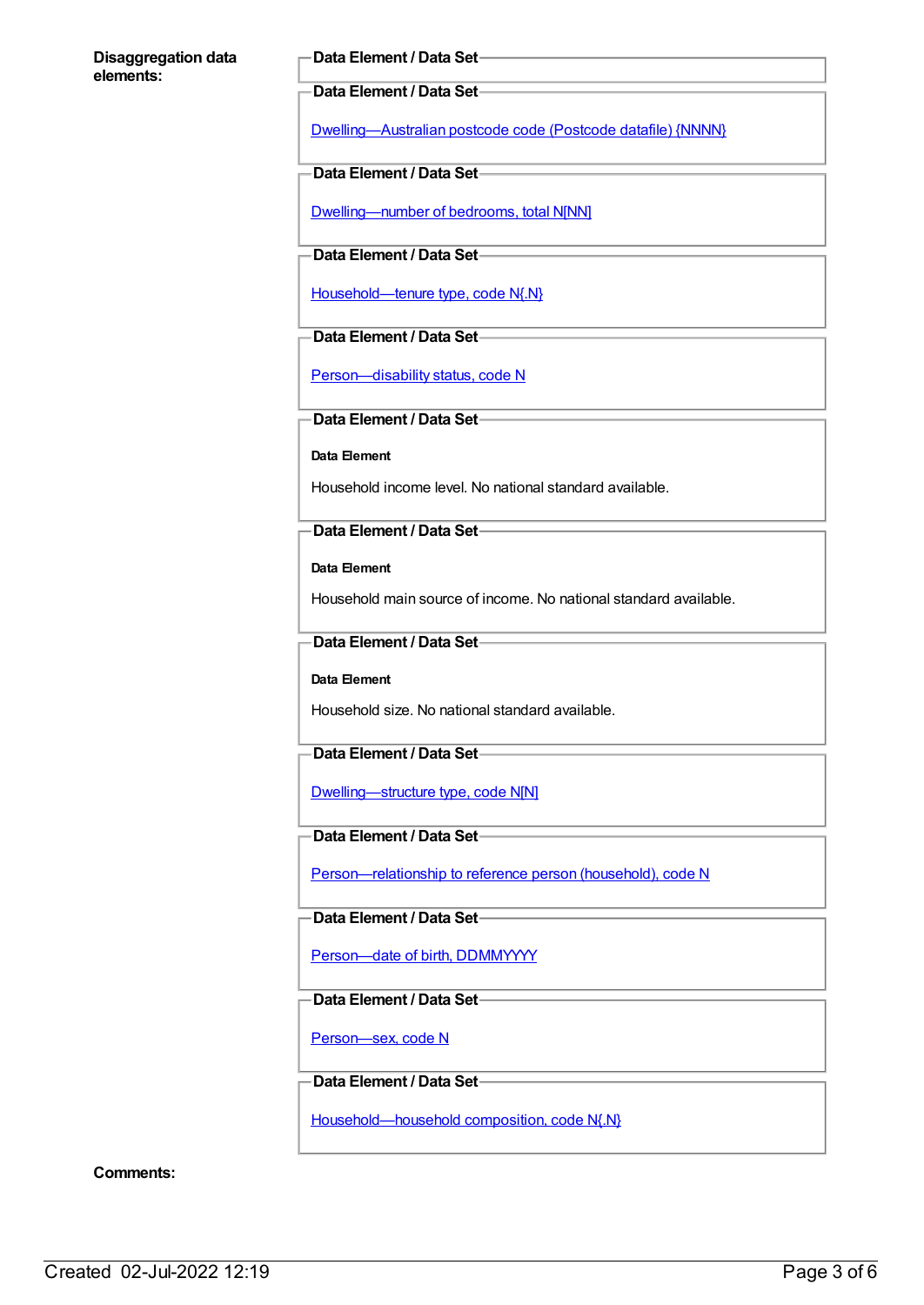**Disaggregation data elements:**

**Data Element / Data Set**

**Data Element / Data Set**

Dwelling—Australian postcode code (Postcode datafile) {NNNN}

**Data Element / Data Set**

Dwelling—number of bedrooms, total N[NN]

**Data Element / Data Set**

Household—tenure type, code N{.N}

**Data Element / Data Set**

Person—disability status, code N

**Data Element / Data Set**

**Data Element**

Household income level. No national standard available.

**Data Element / Data Set**

**Data Element**

Household main source of income. No national standard available.

**Data Element / Data Set**

**Data Element**

Household size. No national standard available.

**Data Element / Data Set**

Dwelling—structure type, code N[N]

**Data Element / Data Set**

Person—relationship to reference person (household), code N

**Data Element / Data Set**

Person—date of birth, DDMMYYYY

**Data Element / Data Set**

Person—sex, code N

**Data Element / Data Set**

Household—household composition, code N{.N}

**Comments:**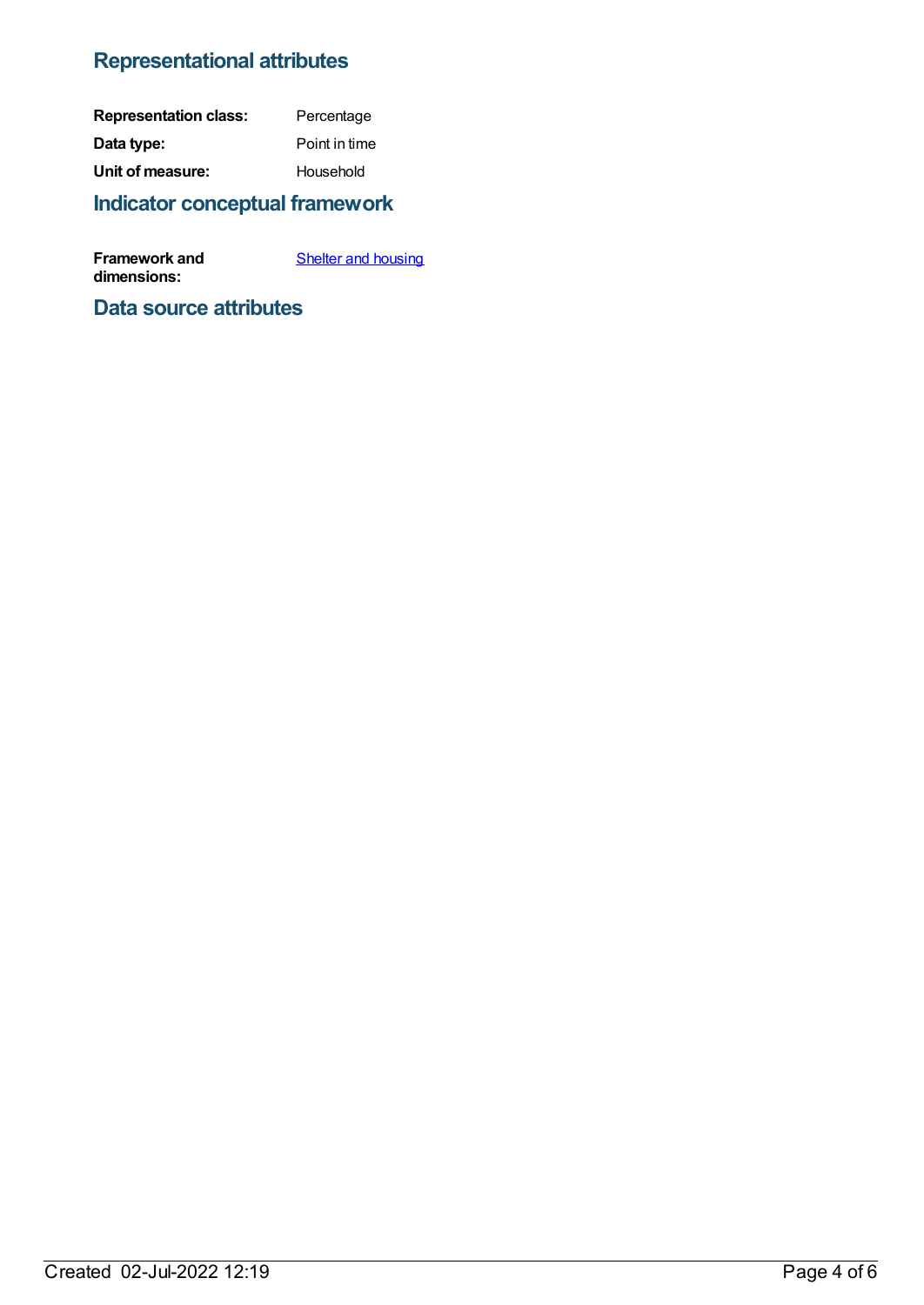## Representational attributes

**Representation class:** Percentage

**Data type:** Point in time

**Unit of measure:** Household

## Indicator conceptual framework

**Framework and dimensions:** [Shelter and housing]

## Data source attributes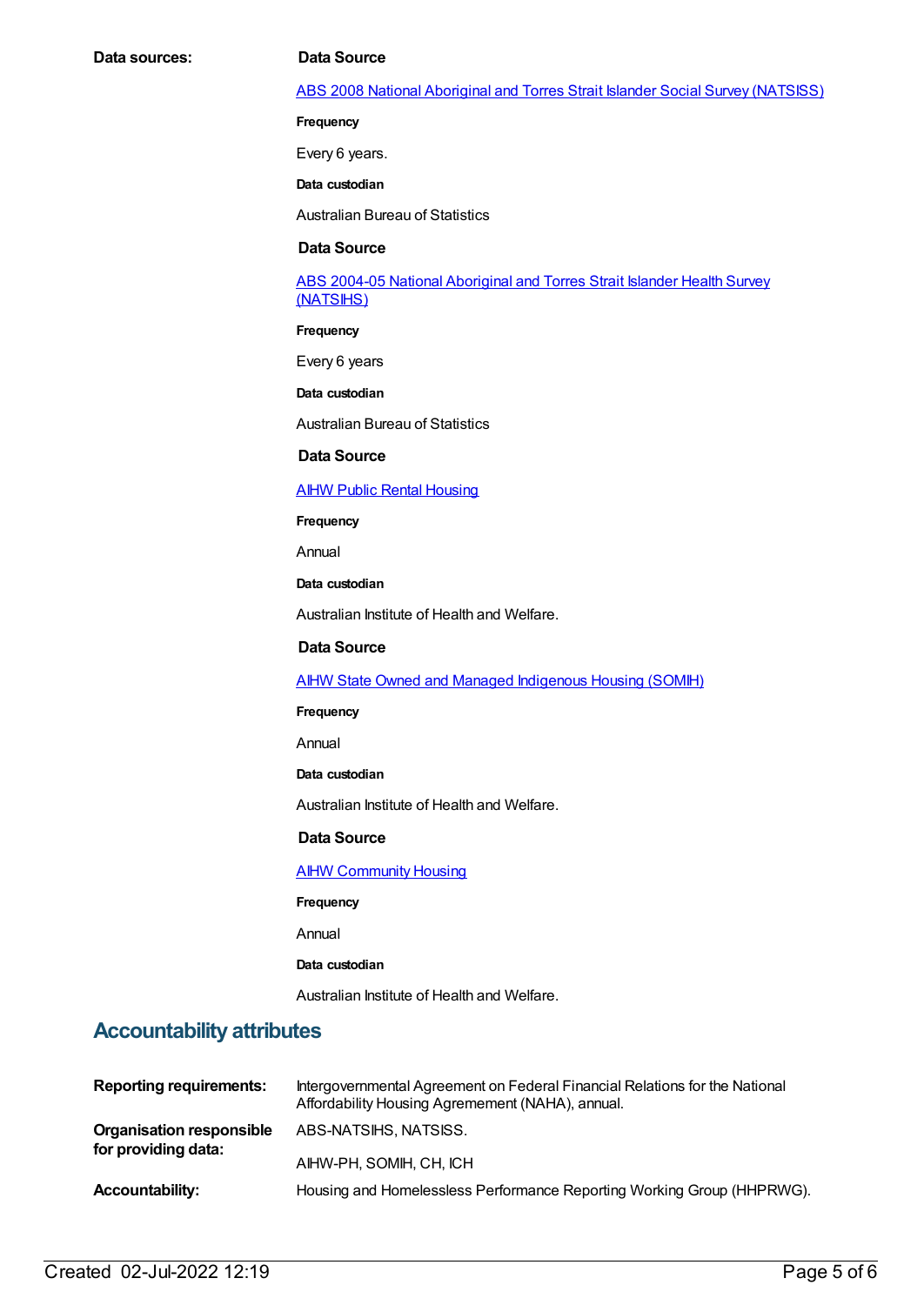**Data sources:**

**Data Source**

ABS 2008 National Aboriginal and Torres Strait Islander Social Survey (NATSISS)

**Frequency**

Every 6 years.

**Data custodian**

Australian Bureau of Statistics

**Data Source**

ABS 2004-05 National Aboriginal and Torres Strait Islander Health Survey (NATSIHS)

**Frequency**

Every 6 years

**Data custodian**

Australian Bureau of Statistics

**Data Source**

AIHW Public Rental Housing

**Frequency**

Annual

**Data custodian**

Australian Institute of Health and Welfare.

**Data Source**

AIHW State Owned and Managed Indigenous Housing (SOMIH)

**Frequency**

Annual

**Data custodian**

Australian Institute of Health and Welfare.

**Data Source**

AIHW Community Housing

**Frequency**

Annual

**Data custodian**

Australian Institute of Health and Welfare.

## Accountability attributes

**Reporting requirements:** Intergovernmental Agreement on Federal Financial Relations for the National Affordability Housing Agreement (NAHA), annual.

**Organisation responsible for providing data:** ABS-NATSIHS, NATSISS.

AIHW-PH, SOMIH, CH, ICH

**Accountability:** Housing and Homelessless Performance Reporting Working Group (HHPRWG).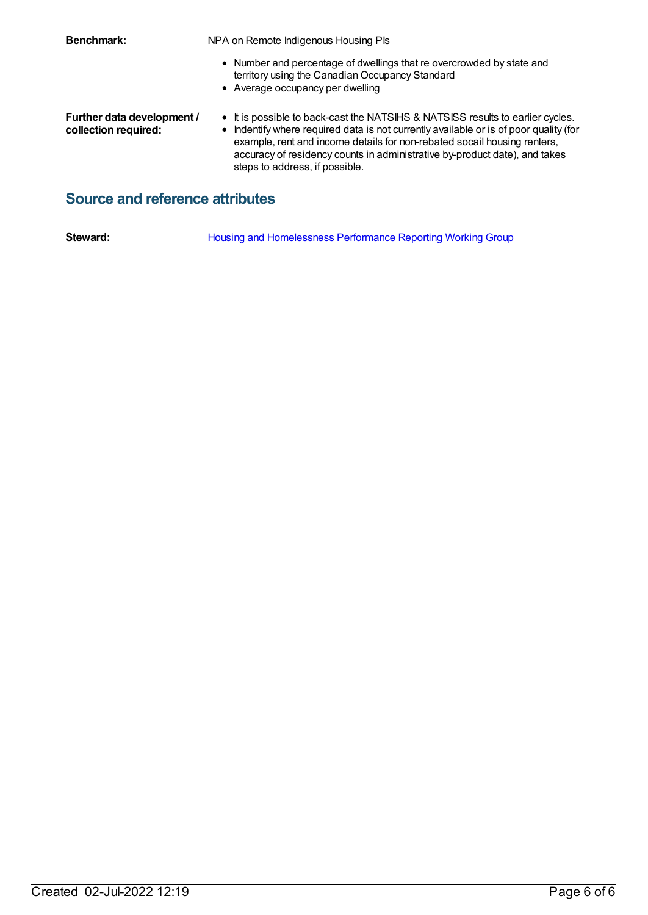**Benchmark:** NPA on Remote Indigenous Housing PIs

- Number and percentage of dwellings that re overcrowded by state and territory using the Canadian Occupancy Standard
- Average occupancy per dwelling

**Further data development / collection required:**

- It is possible to back-cast the NATSIHS & NATSISS results to earlier cycles.
- Indentify where required data is not currently available or is of poor quality (for example, rent and income details for non-rebated socail housing renters, accuracy of residency counts in administrative by-product date), and takes steps to address, if possible.

## Source and reference attributes

**Steward:** Housing and Homelessness Performance Reporting Working Group